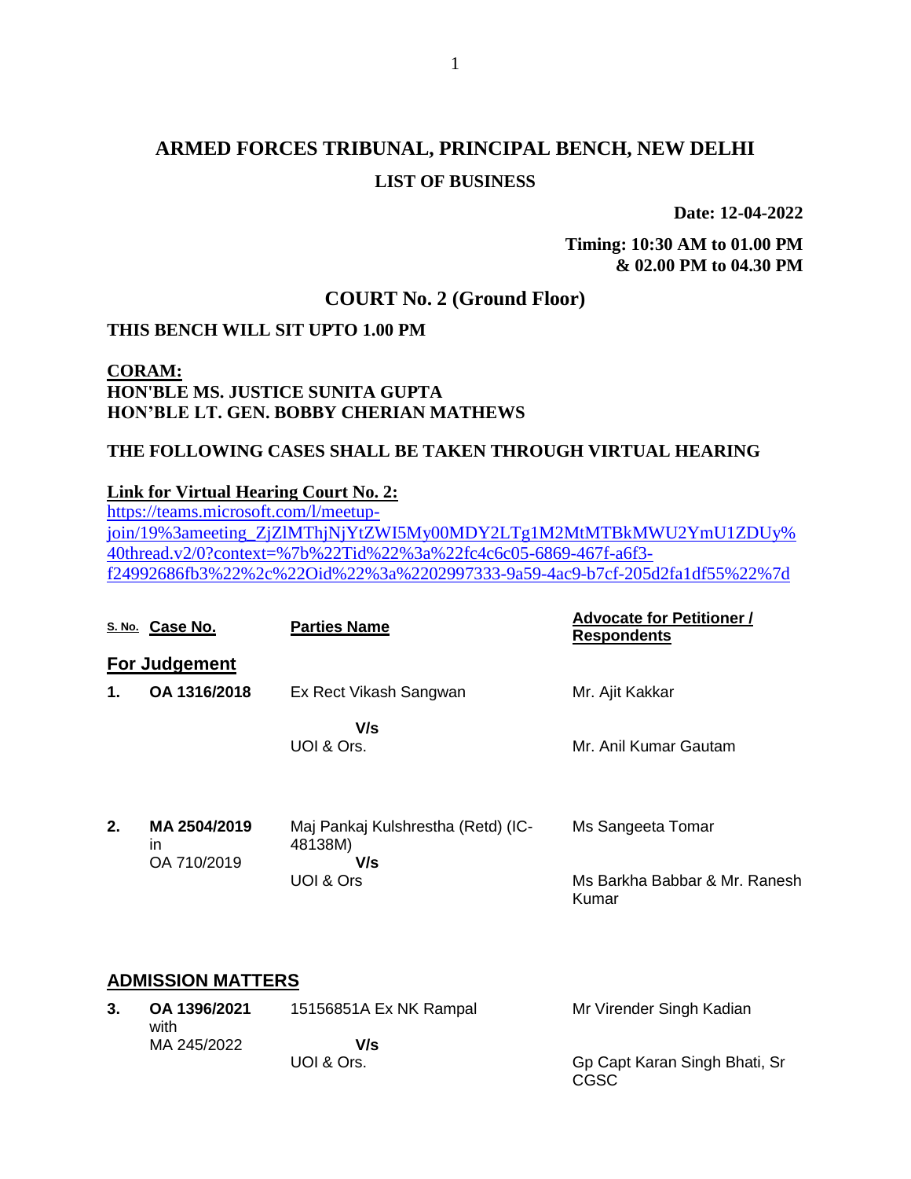# ARMED FORCES TRIBUNAL, PRINCIPAL BENCH, NEW DELHI

## LIST OF BUSINESS

**Date: 12-04-2022**

**Timing: 10:30 AM to 01.00 PM & 02.00 PM to 04.30 PM**

## COURT No. 2 (Ground Floor)

**THIS BENCH WILL SIT UPTO 1.00 PM**

**CORAM:**
**HON'BLE MS. JUSTICE SUNITA GUPTA**
**HON'BLE LT. GEN. BOBBY CHERIAN MATHEWS**

**THE FOLLOWING CASES SHALL BE TAKEN THROUGH VIRTUAL HEARING**

**Link for Virtual Hearing Court No. 2:**
https://teams.microsoft.com/l/meetup-join/19%3ameeting_ZjZlMThjNjYtZWI5My00MDY2LTg1M2MtMTBkMWU2YmU1ZDUy%40thread.v2/0?context=%7b%22Tid%22%3a%22fc4c6c05-6869-467f-a6f3-f24992686fb3%22%2c%22Oid%22%3a%2202997333-9a59-4ac9-b7cf-205d2fa1df55%22%7d

| S. No. | Case No. | Parties Name | Advocate for Petitioner / Respondents |
|---|---|---|---|
| **For Judgement** | | | |
| **1.** | **OA 1316/2018** | Ex Rect Vikash Sangwan<br>**V/s**<br>UOI & Ors. | Mr. Ajit Kakkar<br><br>Mr. Anil Kumar Gautam |
| **2.** | **MA 2504/2019** in OA 710/2019 | Maj Pankaj Kulshrestha (Retd) (IC-48138M)<br>**V/s**<br>UOI & Ors | Ms Sangeeta Tomar<br><br>Ms Barkha Babbar & Mr. Ranesh Kumar |
| **ADMISSION MATTERS** | | | |
| **3.** | **OA 1396/2021** with MA 245/2022 | 15156851A Ex NK Rampal<br>**V/s**<br>UOI & Ors. | Mr Virender Singh Kadian<br><br>Gp Capt Karan Singh Bhati, Sr CGSC |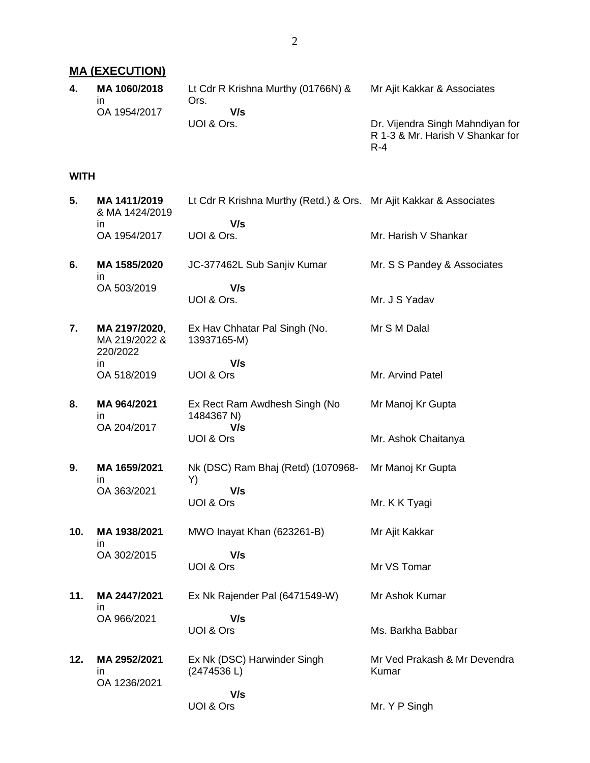## MA (EXECUTION)

| | | | |
|---|---|---|---|
| **4.** | **MA 1060/2018** in OA 1954/2017 | Lt Cdr R Krishna Murthy (01766N) & Ors. **V/s** UOI & Ors. | Mr Ajit Kakkar & Associates<br><br>Dr. Vijendra Singh Mahndiyan for R 1-3 & Mr. Harish V Shankar for R-4 |

**WITH**

| | | | |
|---|---|---|---|
| **5.** | **MA 1411/2019** & MA 1424/2019 in OA 1954/2017 | Lt Cdr R Krishna Murthy (Retd.) & Ors. **V/s** UOI & Ors. | Mr Ajit Kakkar & Associates<br><br>Mr. Harish V Shankar |
| **6.** | **MA 1585/2020** in OA 503/2019 | JC-377462L Sub Sanjiv Kumar **V/s** UOI & Ors. | Mr. S S Pandey & Associates<br><br>Mr. J S Yadav |
| **7.** | **MA 2197/2020**, MA 219/2022 & 220/2022 in OA 518/2019 | Ex Hav Chhatar Pal Singh (No. 13937165-M) **V/s** UOI & Ors | Mr S M Dalal<br><br>Mr. Arvind Patel |
| **8.** | **MA 964/2021** in OA 204/2017 | Ex Rect Ram Awdhesh Singh (No 1484367 N) **V/s** UOI & Ors | Mr Manoj Kr Gupta<br><br>Mr. Ashok Chaitanya |
| **9.** | **MA 1659/2021** in OA 363/2021 | Nk (DSC) Ram Bhaj (Retd) (1070968-Y) **V/s** UOI & Ors | Mr Manoj Kr Gupta<br><br>Mr. K K Tyagi |
| **10.** | **MA 1938/2021** in OA 302/2015 | MWO Inayat Khan (623261-B) **V/s** UOI & Ors | Mr Ajit Kakkar<br><br>Mr VS Tomar |
| **11.** | **MA 2447/2021** in OA 966/2021 | Ex Nk Rajender Pal (6471549-W) **V/s** UOI & Ors | Mr Ashok Kumar<br><br>Ms. Barkha Babbar |
| **12.** | **MA 2952/2021** in OA 1236/2021 | Ex Nk (DSC) Harwinder Singh (2474536 L) **V/s** UOI & Ors | Mr Ved Prakash & Mr Devendra Kumar<br><br>Mr. Y P Singh |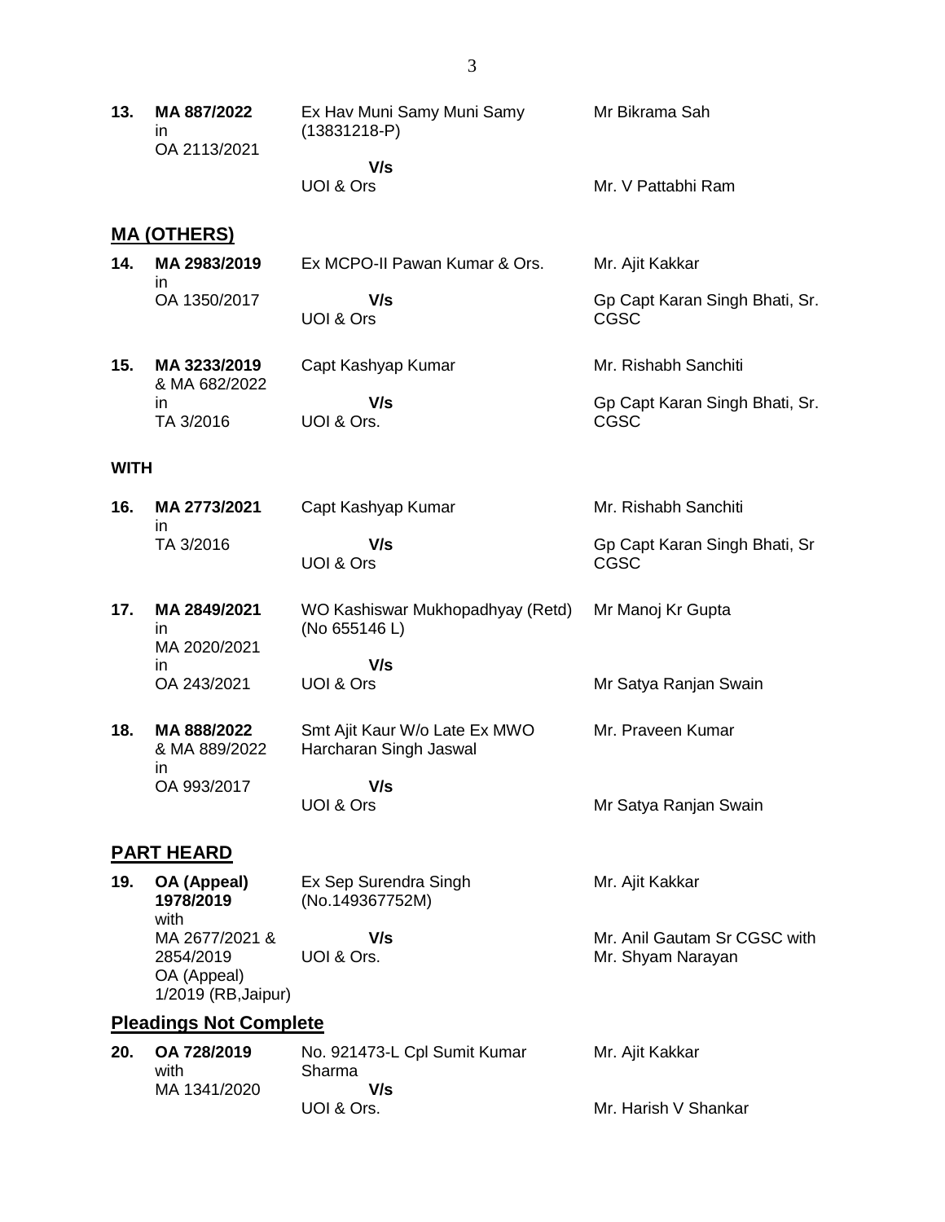| | | | |
|---|---|---|---|
| **13.** | **MA 887/2022** in OA 2113/2021 | Ex Hav Muni Samy Muni Samy (13831218-P) **V/s** UOI & Ors | Mr Bikrama Sah<br><br>Mr. V Pattabhi Ram |

## MA (OTHERS)

| | | | |
|---|---|---|---|
| **14.** | **MA 2983/2019** in OA 1350/2017 | Ex MCPO-II Pawan Kumar & Ors. **V/s** UOI & Ors | Mr. Ajit Kakkar<br><br>Gp Capt Karan Singh Bhati, Sr. CGSC |
| **15.** | **MA 3233/2019** & MA 682/2022 in TA 3/2016 | Capt Kashyap Kumar **V/s** UOI & Ors. | Mr. Rishabh Sanchiti<br><br>Gp Capt Karan Singh Bhati, Sr. CGSC |

**WITH**

| | | | |
|---|---|---|---|
| **16.** | **MA 2773/2021** in TA 3/2016 | Capt Kashyap Kumar **V/s** UOI & Ors | Mr. Rishabh Sanchiti<br><br>Gp Capt Karan Singh Bhati, Sr CGSC |
| **17.** | **MA 2849/2021** in MA 2020/2021 in OA 243/2021 | WO Kashiswar Mukhopadhyay (Retd) (No 655146 L) **V/s** UOI & Ors | Mr Manoj Kr Gupta<br><br>Mr Satya Ranjan Swain |
| **18.** | **MA 888/2022** & MA 889/2022 in OA 993/2017 | Smt Ajit Kaur W/o Late Ex MWO Harcharan Singh Jaswal **V/s** UOI & Ors | Mr. Praveen Kumar<br><br>Mr Satya Ranjan Swain |

## PART HEARD

| | | | |
|---|---|---|---|
| **19.** | **OA (Appeal) 1978/2019** with MA 2677/2021 & 2854/2019 OA (Appeal) 1/2019 (RB,Jaipur) | Ex Sep Surendra Singh (No.149367752M) **V/s** UOI & Ors. | Mr. Ajit Kakkar<br><br>Mr. Anil Gautam Sr CGSC with Mr. Shyam Narayan |

## Pleadings Not Complete

| | | | |
|---|---|---|---|
| **20.** | **OA 728/2019** with MA 1341/2020 | No. 921473-L Cpl Sumit Kumar Sharma **V/s** UOI & Ors. | Mr. Ajit Kakkar<br><br>Mr. Harish V Shankar |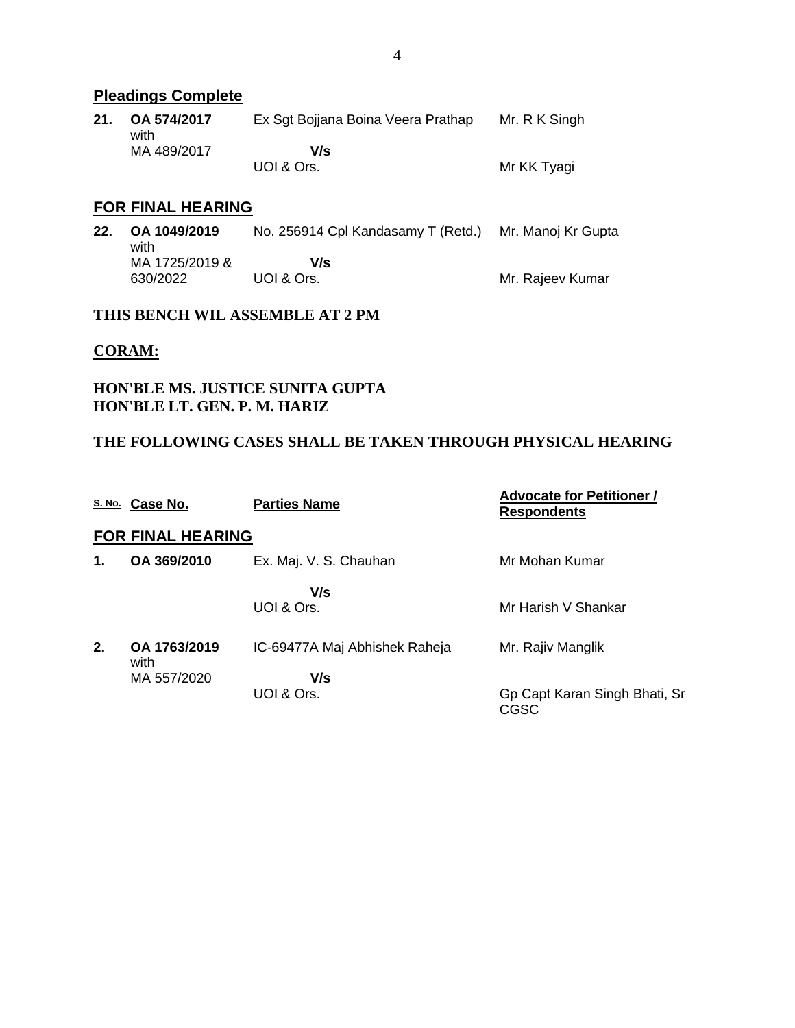## Pleadings Complete

| | | | |
|---|---|---|---|
| **21.** | **OA 574/2017** with MA 489/2017 | Ex Sgt Bojjana Boina Veera Prathap **V/s** UOI & Ors. | Mr. R K Singh<br>Mr KK Tyagi |

## FOR FINAL HEARING

| | | | |
|---|---|---|---|
| **22.** | **OA 1049/2019** with MA 1725/2019 & 630/2022 | No. 256914 Cpl Kandasamy T (Retd.) **V/s** UOI & Ors. | Mr. Manoj Kr Gupta<br>Mr. Rajeev Kumar |

**THIS BENCH WIL ASSEMBLE AT 2 PM**

**CORAM:**

**HON'BLE MS. JUSTICE SUNITA GUPTA**
**HON'BLE LT. GEN. P. M. HARIZ**

**THE FOLLOWING CASES SHALL BE TAKEN THROUGH PHYSICAL HEARING**

| S. No. | Case No. | Parties Name | Advocate for Petitioner / Respondents |
|---|---|---|---|
| | **FOR FINAL HEARING** | | |
| **1.** | **OA 369/2010** | Ex. Maj. V. S. Chauhan **V/s** UOI & Ors. | Mr Mohan Kumar<br>Mr Harish V Shankar |
| **2.** | **OA 1763/2019** with MA 557/2020 | IC-69477A Maj Abhishek Raheja **V/s** UOI & Ors. | Mr. Rajiv Manglik<br>Gp Capt Karan Singh Bhati, Sr CGSC |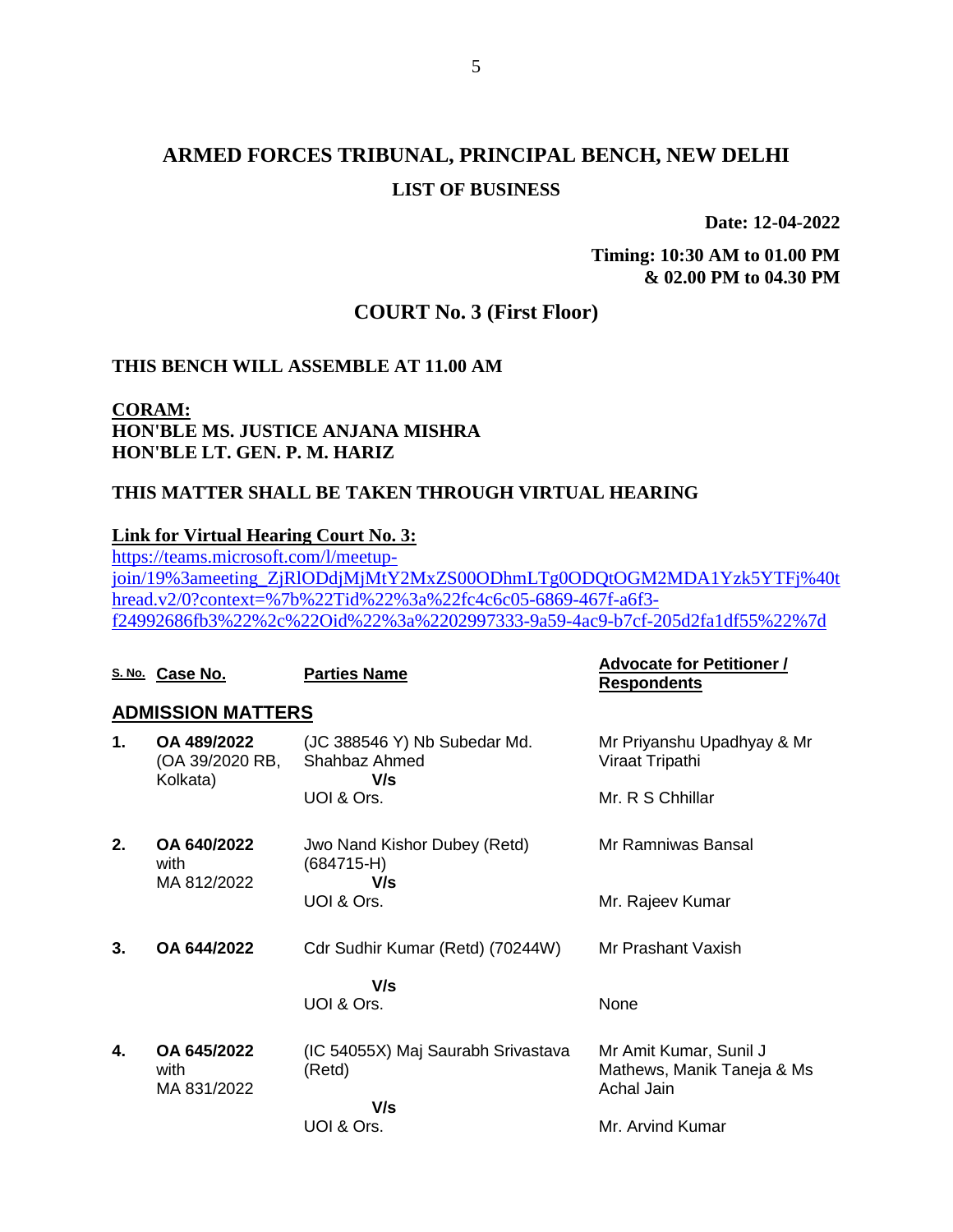# ARMED FORCES TRIBUNAL, PRINCIPAL BENCH, NEW DELHI

## LIST OF BUSINESS

**Date: 12-04-2022**

**Timing: 10:30 AM to 01.00 PM & 02.00 PM to 04.30 PM**

## COURT No. 3 (First Floor)

**THIS BENCH WILL ASSEMBLE AT 11.00 AM**

**CORAM:**
**HON'BLE MS. JUSTICE ANJANA MISHRA**
**HON'BLE LT. GEN. P. M. HARIZ**

**THIS MATTER SHALL BE TAKEN THROUGH VIRTUAL HEARING**

**Link for Virtual Hearing Court No. 3:**
https://teams.microsoft.com/l/meetup-join/19%3ameeting_ZjRlODdjMjMtY2MxZS00ODhmLTg0ODQtOGM2MDA1Yzk5YTFj%40thread.v2/0?context=%7b%22Tid%22%3a%22fc4c6c05-6869-467f-a6f3-f24992686fb3%22%2c%22Oid%22%3a%2202997333-9a59-4ac9-b7cf-205d2fa1df55%22%7d

| S. No. | Case No. | Parties Name | Advocate for Petitioner / Respondents |
|---|---|---|---|
| **ADMISSION MATTERS** | | | |
| **1.** | **OA 489/2022** (OA 39/2020 RB, Kolkata) | (JC 388546 Y) Nb Subedar Md. Shahbaz Ahmed **V/s** UOI & Ors. | Mr Priyanshu Upadhyay & Mr Viraat Tripathi / Mr. R S Chhillar |
| **2.** | **OA 640/2022** with MA 812/2022 | Jwo Nand Kishor Dubey (Retd) (684715-H) **V/s** UOI & Ors. | Mr Ramniwas Bansal / Mr. Rajeev Kumar |
| **3.** | **OA 644/2022** | Cdr Sudhir Kumar (Retd) (70244W) **V/s** UOI & Ors. | Mr Prashant Vaxish / None |
| **4.** | **OA 645/2022** with MA 831/2022 | (IC 54055X) Maj Saurabh Srivastava (Retd) **V/s** UOI & Ors. | Mr Amit Kumar, Sunil J Mathews, Manik Taneja & Ms Achal Jain / Mr. Arvind Kumar |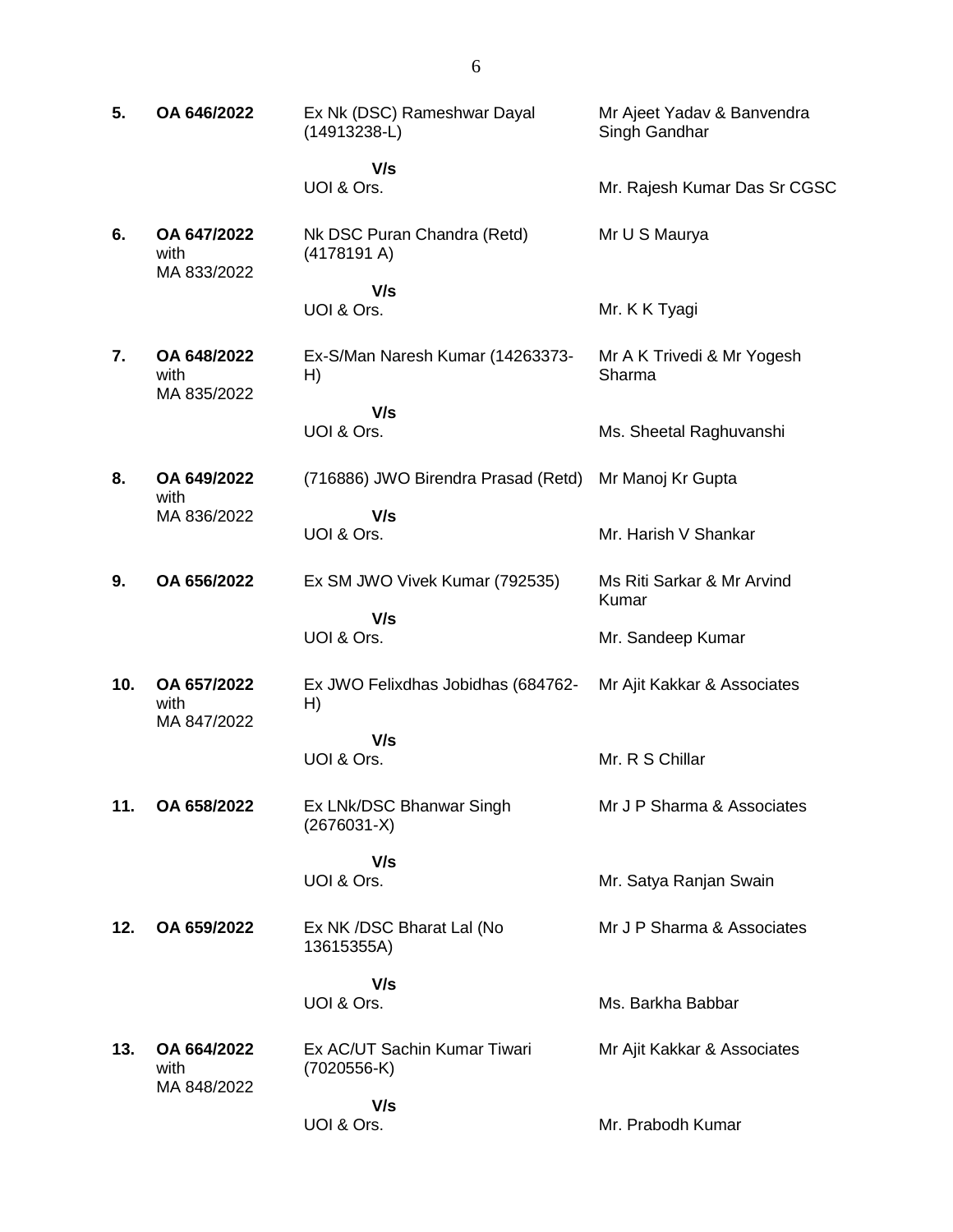| | | | |
|---|---|---|---|
| **5.** | **OA 646/2022** | Ex Nk (DSC) Rameshwar Dayal (14913238-L)<br><br>**V/s**<br>UOI & Ors. | Mr Ajeet Yadav & Banvendra Singh Gandhar<br><br>Mr. Rajesh Kumar Das Sr CGSC |
| **6.** | **OA 647/2022** with MA 833/2022 | Nk DSC Puran Chandra (Retd) (4178191 A)<br><br>**V/s**<br>UOI & Ors. | Mr U S Maurya<br><br>Mr. K K Tyagi |
| **7.** | **OA 648/2022** with MA 835/2022 | Ex-S/Man Naresh Kumar (14263373-H)<br><br>**V/s**<br>UOI & Ors. | Mr A K Trivedi & Mr Yogesh Sharma<br><br>Ms. Sheetal Raghuvanshi |
| **8.** | **OA 649/2022** with MA 836/2022 | (716886) JWO Birendra Prasad (Retd)<br><br>**V/s**<br>UOI & Ors. | Mr Manoj Kr Gupta<br><br>Mr. Harish V Shankar |
| **9.** | **OA 656/2022** | Ex SM JWO Vivek Kumar (792535)<br><br>**V/s**<br>UOI & Ors. | Ms Riti Sarkar & Mr Arvind Kumar<br><br>Mr. Sandeep Kumar |
| **10.** | **OA 657/2022** with MA 847/2022 | Ex JWO Felixdhas Jobidhas (684762-H)<br><br>**V/s**<br>UOI & Ors. | Mr Ajit Kakkar & Associates<br><br>Mr. R S Chillar |
| **11.** | **OA 658/2022** | Ex LNk/DSC Bhanwar Singh (2676031-X)<br><br>**V/s**<br>UOI & Ors. | Mr J P Sharma & Associates<br><br>Mr. Satya Ranjan Swain |
| **12.** | **OA 659/2022** | Ex NK /DSC Bharat Lal (No 13615355A)<br><br>**V/s**<br>UOI & Ors. | Mr J P Sharma & Associates<br><br>Ms. Barkha Babbar |
| **13.** | **OA 664/2022** with MA 848/2022 | Ex AC/UT Sachin Kumar Tiwari (7020556-K)<br><br>**V/s**<br>UOI & Ors. | Mr Ajit Kakkar & Associates<br><br>Mr. Prabodh Kumar |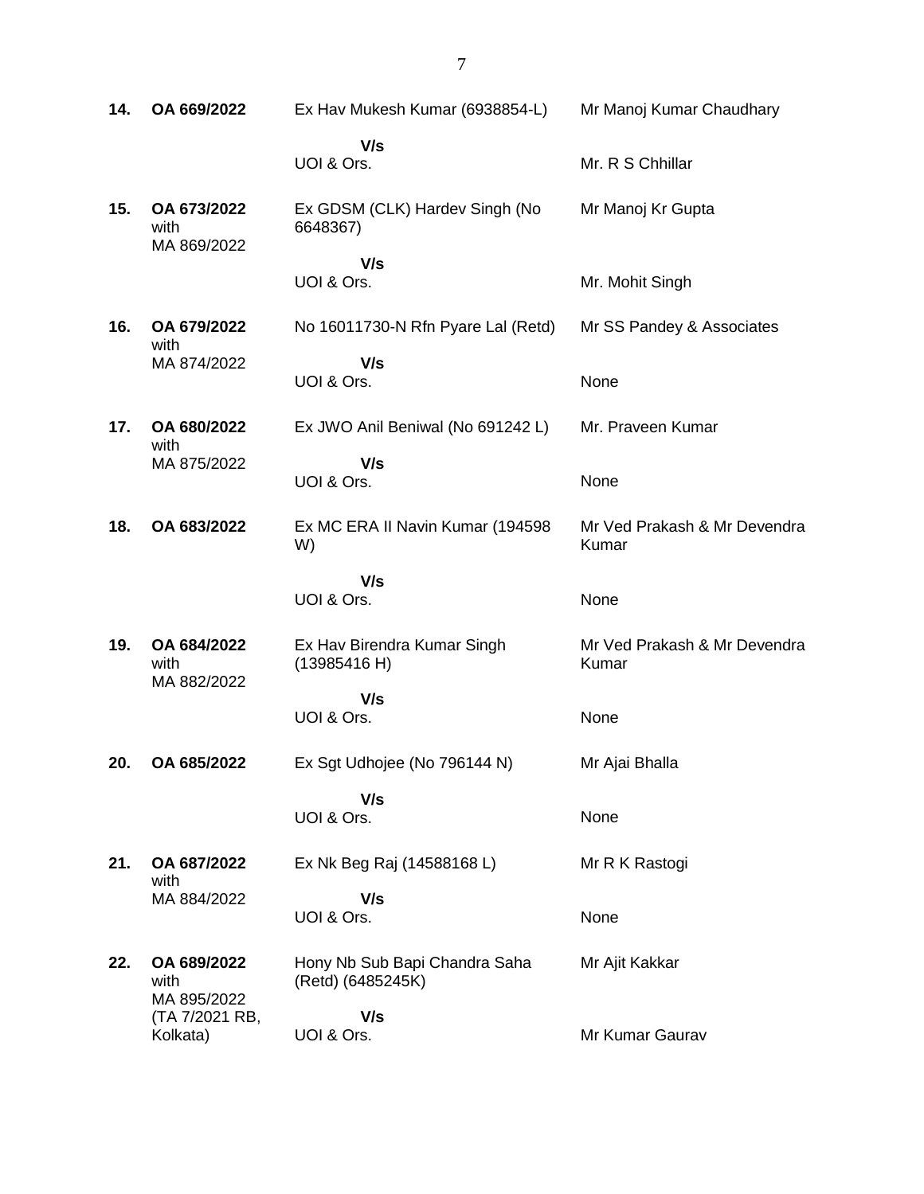| | | | |
|---|---|---|---|
| **14.** | **OA 669/2022** | Ex Hav Mukesh Kumar (6938854-L)<br>**V/s**<br>UOI & Ors. | Mr Manoj Kumar Chaudhary<br><br>Mr. R S Chhillar |
| **15.** | **OA 673/2022** with MA 869/2022 | Ex GDSM (CLK) Hardev Singh (No 6648367)<br>**V/s**<br>UOI & Ors. | Mr Manoj Kr Gupta<br><br>Mr. Mohit Singh |
| **16.** | **OA 679/2022** with MA 874/2022 | No 16011730-N Rfn Pyare Lal (Retd)<br>**V/s**<br>UOI & Ors. | Mr SS Pandey & Associates<br><br>None |
| **17.** | **OA 680/2022** with MA 875/2022 | Ex JWO Anil Beniwal (No 691242 L)<br>**V/s**<br>UOI & Ors. | Mr. Praveen Kumar<br><br>None |
| **18.** | **OA 683/2022** | Ex MC ERA II Navin Kumar (194598 W)<br>**V/s**<br>UOI & Ors. | Mr Ved Prakash & Mr Devendra Kumar<br><br>None |
| **19.** | **OA 684/2022** with MA 882/2022 | Ex Hav Birendra Kumar Singh (13985416 H)<br>**V/s**<br>UOI & Ors. | Mr Ved Prakash & Mr Devendra Kumar<br><br>None |
| **20.** | **OA 685/2022** | Ex Sgt Udhojee (No 796144 N)<br>**V/s**<br>UOI & Ors. | Mr Ajai Bhalla<br><br>None |
| **21.** | **OA 687/2022** with MA 884/2022 | Ex Nk Beg Raj (14588168 L)<br>**V/s**<br>UOI & Ors. | Mr R K Rastogi<br><br>None |
| **22.** | **OA 689/2022** with MA 895/2022 (TA 7/2021 RB, Kolkata) | Hony Nb Sub Bapi Chandra Saha (Retd) (6485245K)<br>**V/s**<br>UOI & Ors. | Mr Ajit Kakkar<br><br>Mr Kumar Gaurav |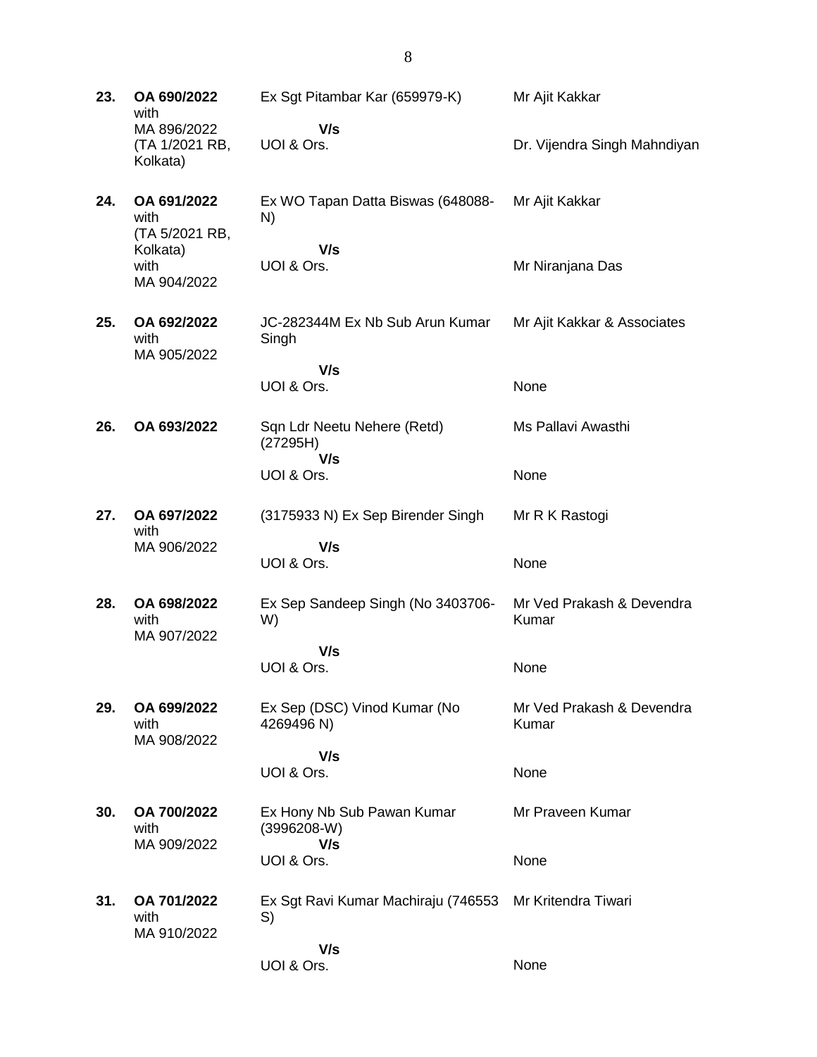| | | | |
|---|---|---|---|
| **23.** | **OA 690/2022** with MA 896/2022 (TA 1/2021 RB, Kolkata) | Ex Sgt Pitambar Kar (659979-K)<br>**V/s**<br>UOI & Ors. | Mr Ajit Kakkar<br><br>Dr. Vijendra Singh Mahndiyan |
| **24.** | **OA 691/2022** with (TA 5/2021 RB, Kolkata) with MA 904/2022 | Ex WO Tapan Datta Biswas (648088-N)<br>**V/s**<br>UOI & Ors. | Mr Ajit Kakkar<br><br>Mr Niranjana Das |
| **25.** | **OA 692/2022** with MA 905/2022 | JC-282344M Ex Nb Sub Arun Kumar Singh<br>**V/s**<br>UOI & Ors. | Mr Ajit Kakkar & Associates<br><br>None |
| **26.** | **OA 693/2022** | Sqn Ldr Neetu Nehere (Retd) (27295H)<br>**V/s**<br>UOI & Ors. | Ms Pallavi Awasthi<br><br>None |
| **27.** | **OA 697/2022** with MA 906/2022 | (3175933 N) Ex Sep Birender Singh<br>**V/s**<br>UOI & Ors. | Mr R K Rastogi<br><br>None |
| **28.** | **OA 698/2022** with MA 907/2022 | Ex Sep Sandeep Singh (No 3403706-W)<br>**V/s**<br>UOI & Ors. | Mr Ved Prakash & Devendra Kumar<br><br>None |
| **29.** | **OA 699/2022** with MA 908/2022 | Ex Sep (DSC) Vinod Kumar (No 4269496 N)<br>**V/s**<br>UOI & Ors. | Mr Ved Prakash & Devendra Kumar<br><br>None |
| **30.** | **OA 700/2022** with MA 909/2022 | Ex Hony Nb Sub Pawan Kumar (3996208-W)<br>**V/s**<br>UOI & Ors. | Mr Praveen Kumar<br><br>None |
| **31.** | **OA 701/2022** with MA 910/2022 | Ex Sgt Ravi Kumar Machiraju (746553 S)<br>**V/s**<br>UOI & Ors. | Mr Kritendra Tiwari<br><br>None |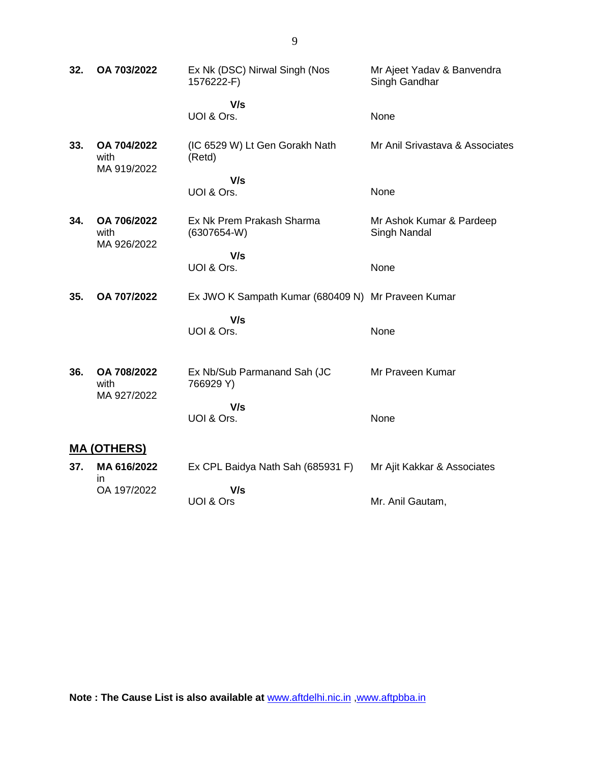| | | | |
|---|---|---|---|
| **32.** | **OA 703/2022** | Ex Nk (DSC) Nirwal Singh (Nos 1576222-F) | Mr Ajeet Yadav & Banvendra Singh Gandhar |
| | | **V/s** | |
| | | UOI & Ors. | None |
| **33.** | **OA 704/2022** with MA 919/2022 | (IC 6529 W) Lt Gen Gorakh Nath (Retd) | Mr Anil Srivastava & Associates |
| | | **V/s** | |
| | | UOI & Ors. | None |
| **34.** | **OA 706/2022** with MA 926/2022 | Ex Nk Prem Prakash Sharma (6307654-W) | Mr Ashok Kumar & Pardeep Singh Nandal |
| | | **V/s** | |
| | | UOI & Ors. | None |
| **35.** | **OA 707/2022** | Ex JWO K Sampath Kumar (680409 N) | Mr Praveen Kumar |
| | | **V/s** | |
| | | UOI & Ors. | None |
| **36.** | **OA 708/2022** with MA 927/2022 | Ex Nb/Sub Parmanand Sah (JC 766929 Y) | Mr Praveen Kumar |
| | | **V/s** | |
| | | UOI & Ors. | None |

## MA (OTHERS)

| | | | |
|---|---|---|---|
| **37.** | **MA 616/2022** in OA 197/2022 | Ex CPL Baidya Nath Sah (685931 F) | Mr Ajit Kakkar & Associates |
| | | **V/s** | |
| | | UOI & Ors | Mr. Anil Gautam, |

**Note : The Cause List is also available at** www.aftdelhi.nic.in ,www.aftpbba.in